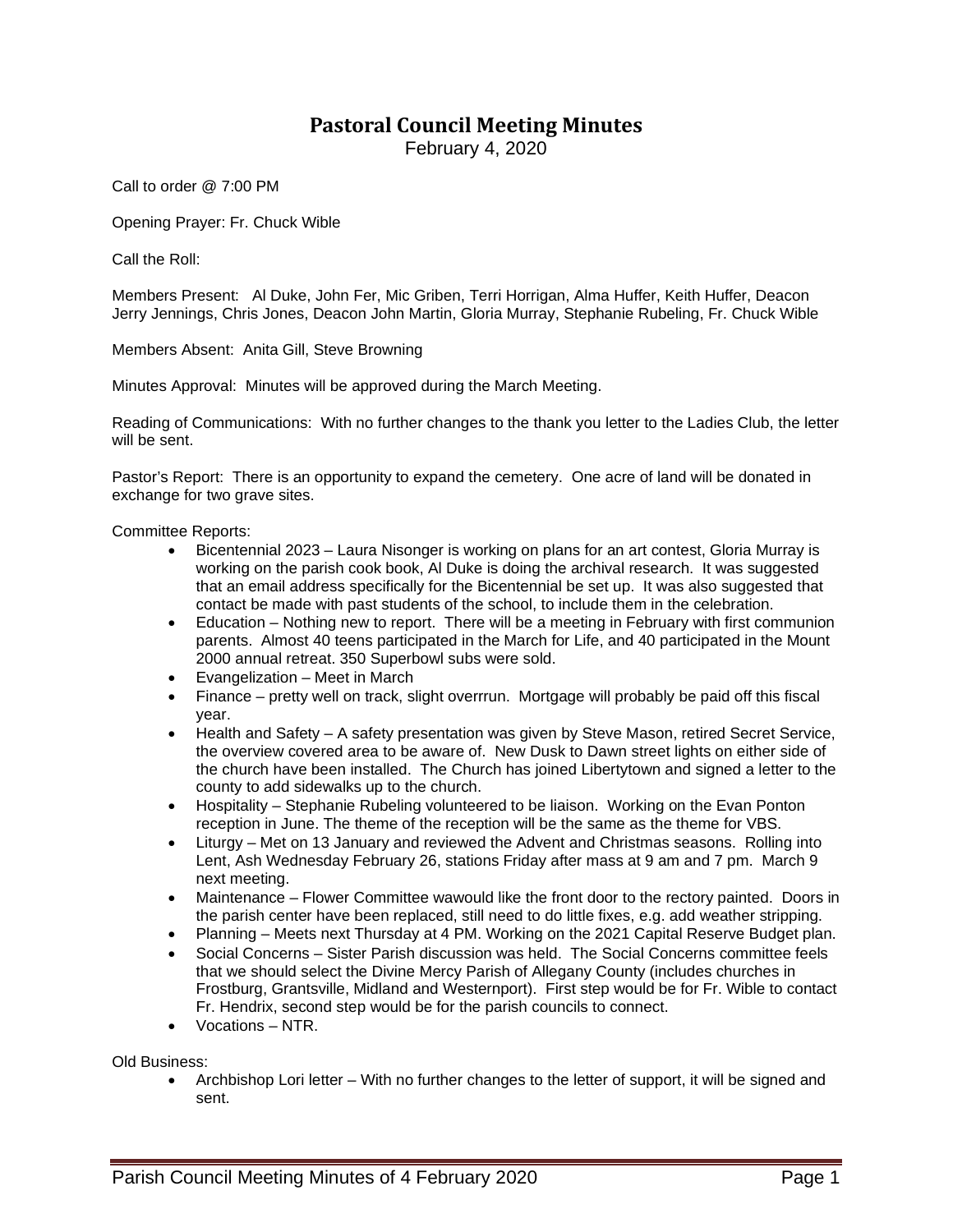# Pastoral Council Meeting Minutes

February 4, 2020

Call to order @ 7:00 PM

Opening Prayer: Fr. Chuck Wible

Call the Roll:

Members Present: Al Duke, John Fer, Mic Griben, Terri Horrigan, Alma Huffer, Keith Huffer, Deacon Jerry Jennings, Chris Jones, Deacon John Martin, Gloria Murray, Stephanie Rubeling, Fr. Chuck Wible

Members Absent: Anita Gill, Steve Browning

Minutes Approval: Minutes will be approved during the March Meeting.

Reading of Communications: With no further changes to the thank you letter to the Ladies Club, the letter will be sent.

Pastor's Report: There is an opportunity to expand the cemetery. One acre of land will be donated in exchange for two grave sites.

Committee Reports:

- Bicentennial 2023 – Laura Nisonger is working on plans for an art contest, Gloria Murray is working on the parish cook book, Al Duke is doing the archival research. It was suggested that an email address specifically for the Bicentennial be set up. It was also suggested that contact be made with past students of the school, to include them in the celebration.
- Education – Nothing new to report. There will be a meeting in February with first communion parents. Almost 40 teens participated in the March for Life, and 40 participated in the Mount 2000 annual retreat. 350 Superbowl subs were sold.
- Evangelization – Meet in March
- Finance – pretty well on track, slight overrrun. Mortgage will probably be paid off this fiscal year.
- Health and Safety – A safety presentation was given by Steve Mason, retired Secret Service, the overview covered area to be aware of. New Dusk to Dawn street lights on either side of the church have been installed. The Church has joined Libertytown and signed a letter to the county to add sidewalks up to the church.
- Hospitality – Stephanie Rubeling volunteered to be liaison. Working on the Evan Ponton reception in June. The theme of the reception will be the same as the theme for VBS.
- Liturgy – Met on 13 January and reviewed the Advent and Christmas seasons. Rolling into Lent, Ash Wednesday February 26, stations Friday after mass at 9 am and 7 pm. March 9 next meeting.
- Maintenance – Flower Committee wawould like the front door to the rectory painted. Doors in the parish center have been replaced, still need to do little fixes, e.g. add weather stripping.
- Planning – Meets next Thursday at 4 PM. Working on the 2021 Capital Reserve Budget plan.
- Social Concerns – Sister Parish discussion was held. The Social Concerns committee feels that we should select the Divine Mercy Parish of Allegany County (includes churches in Frostburg, Grantsville, Midland and Westernport). First step would be for Fr. Wible to contact Fr. Hendrix, second step would be for the parish councils to connect.
- Vocations – NTR.

Old Business:

- Archbishop Lori letter – With no further changes to the letter of support, it will be signed and sent.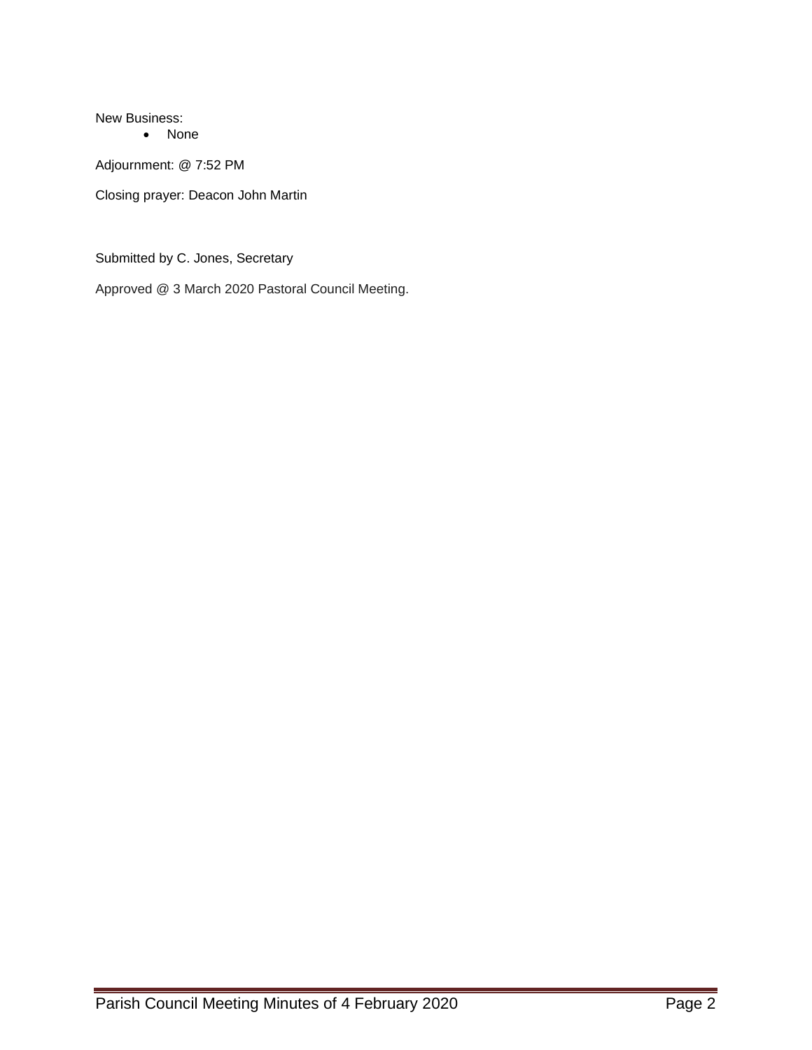New Business:

- None

Adjournment: @ 7:52 PM

Closing prayer: Deacon John Martin

Submitted by C. Jones, Secretary

Approved @ 3 March 2020 Pastoral Council Meeting.